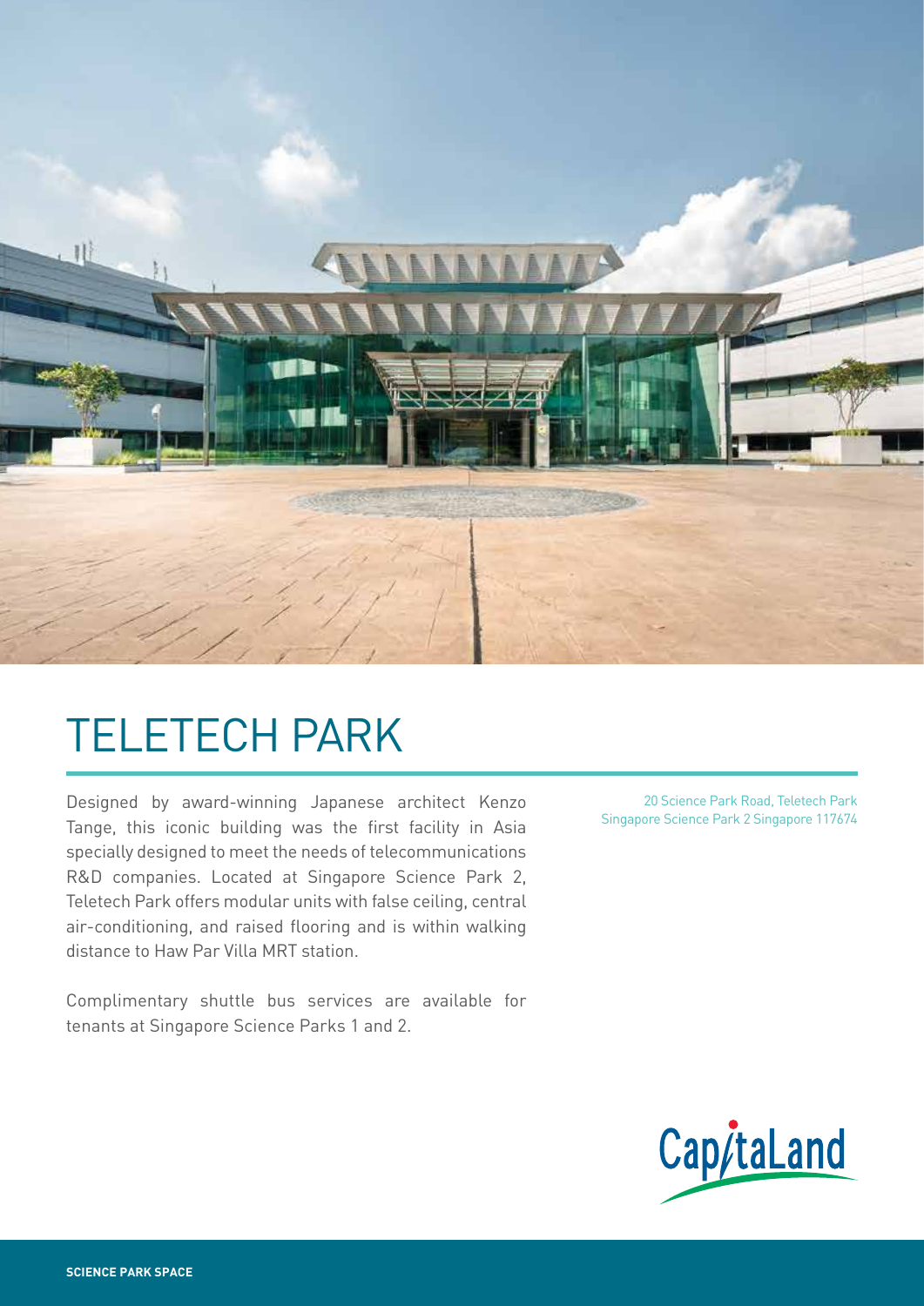# TELETECH PARK

Designed by award-winning Japanese architect Kenzo Tange, this iconic building was the first facility in Asia specially designed to meet the needs of telecommunications R&D companies. Located at Singapore Science Park 2, Teletech Park offers modular units with false ceiling, central air-conditioning, and raised flooring and is within walking distance to Haw Par Villa MRT station.

Complimentary shuttle bus services are available for tenants at Singapore Science Parks 1 and 2.

20 Science Park Road, Teletech Park
Singapore Science Park 2 Singapore 117674

CapitaLand

**SCIENCE PARK SPACE**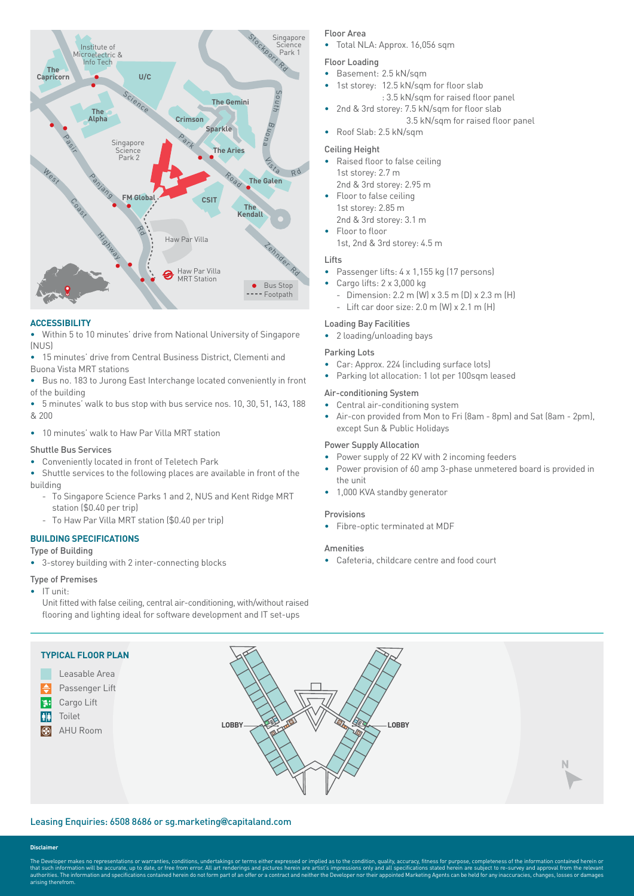Institute of Microelectronic & Info Tech

The Capricorn

U/C

Singapore Science Park 1

Stockport Rd

Science

The Alpha

The Gemini

Crimson

Sparkle

South Buona Vista Rd

Singapore Science Park 2

Pasir Panjang

Park Road

The Aries

The Galen

West Coast Highway

FM Global

CSIT

The Kendall

Rd

Haw Par Villa

Zehnder Rd

Haw Par Villa MRT Station

Bus Stop

Footpath

## ACCESSIBILITY

- Within 5 to 10 minutes' drive from National University of Singapore (NUS)
- 15 minutes' drive from Central Business District, Clementi and Buona Vista MRT stations
- Bus no. 183 to Jurong East Interchange located conveniently in front of the building
- 5 minutes' walk to bus stop with bus service nos. 10, 30, 51, 143, 188 & 200
- 10 minutes' walk to Haw Par Villa MRT station

### Shuttle Bus Services

- Conveniently located in front of Teletech Park
- Shuttle services to the following places are available in front of the building
  - To Singapore Science Parks 1 and 2, NUS and Kent Ridge MRT station ($0.40 per trip)
  - To Haw Par Villa MRT station ($0.40 per trip)

## BUILDING SPECIFICATIONS

### Type of Building

- 3-storey building with 2 inter-connecting blocks

### Type of Premises

- IT unit:
  Unit fitted with false ceiling, central air-conditioning, with/without raised flooring and lighting ideal for software development and IT set-ups

### Floor Area

- Total NLA: Approx. 16,056 sqm

### Floor Loading

- Basement: 2.5 kN/sqm
- 1st storey: 12.5 kN/sqm for floor slab
  : 3.5 kN/sqm for raised floor panel
- 2nd & 3rd storey: 7.5 kN/sqm for floor slab
  3.5 kN/sqm for raised floor panel
- Roof Slab: 2.5 kN/sqm

### Ceiling Height

- Raised floor to false ceiling
  1st storey: 2.7 m
  2nd & 3rd storey: 2.95 m
- Floor to false ceiling
  1st storey: 2.85 m
  2nd & 3rd storey: 3.1 m
- Floor to floor
  1st, 2nd & 3rd storey: 4.5 m

### Lifts

- Passenger lifts: 4 x 1,155 kg (17 persons)
- Cargo lifts: 2 x 3,000 kg
  - Dimension: 2.2 m (W) x 3.5 m (D) x 2.3 m (H)
  - Lift car door size: 2.0 m (W) x 2.1 m (H)

### Loading Bay Facilities

- 2 loading/unloading bays

### Parking Lots

- Car: Approx. 224 (including surface lots)
- Parking lot allocation: 1 lot per 100sqm leased

### Air-conditioning System

- Central air-conditioning system
- Air-con provided from Mon to Fri (8am - 8pm) and Sat (8am - 2pm), except Sun & Public Holidays

### Power Supply Allocation

- Power supply of 22 KV with 2 incoming feeders
- Power provision of 60 amp 3-phase unmetered board is provided in the unit
- 1,000 KVA standby generator

### Provisions

- Fibre-optic terminated at MDF

### Amenities

- Cafeteria, childcare centre and food court

## TYPICAL FLOOR PLAN

Leasable Area

Passenger Lift

Cargo Lift

Toilet

AHU Room

LOBBY

LOBBY

N

Leasing Enquiries: 6508 8686 or sg.marketing@capitaland.com

**Disclaimer**

The Developer makes no representations or warranties, conditions, undertakings or terms either expressed or implied as to the condition, quality, accuracy, fitness for purpose, completeness of the information contained herein or that such information will be accurate, up to date, or free from error. All art renderings and pictures herein are artist's impressions only and all specifications stated herein are subject to re-survey and approval from the relevant authorities. The information and specifications contained herein do not form part of an offer or a contract and neither the Developer nor their appointed Marketing Agents can be held for any inaccuracies, changes, losses or damages arising therefrom.